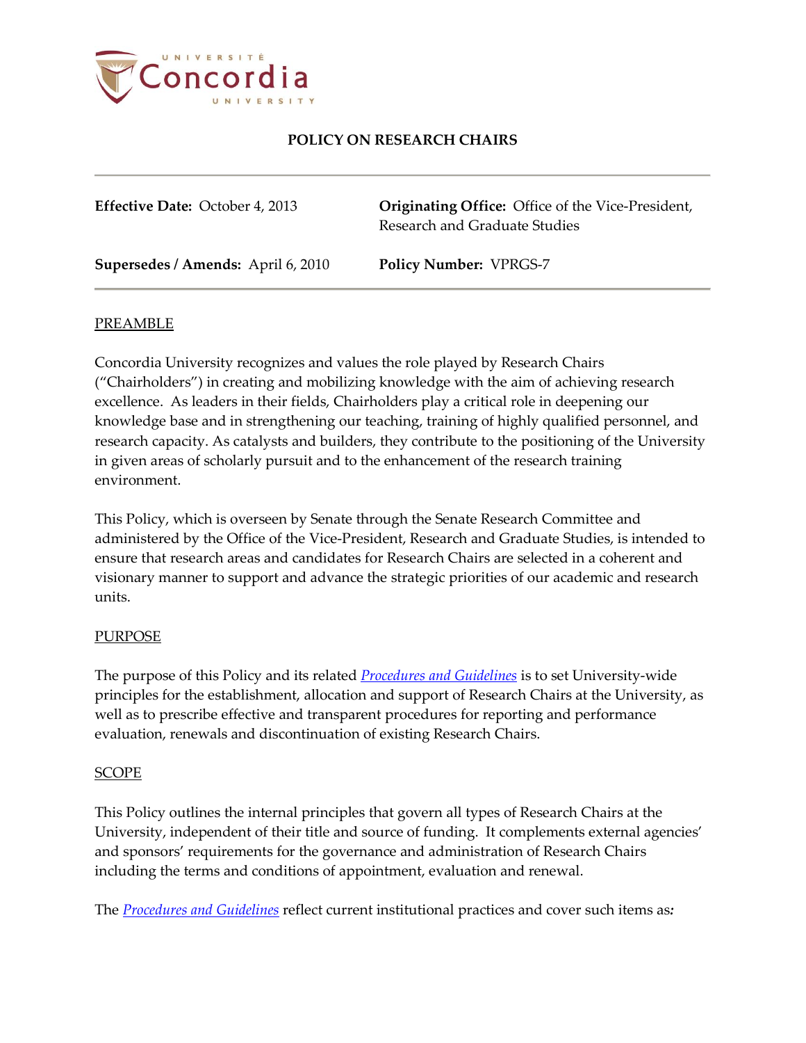# POLICY ON RESEARCH CHAIRS

**Effective Date:** October 4, 2013

**Originating Office:** Office of the Vice-President, Research and Graduate Studies

**Supersedes / Amends:** April 6, 2010

**Policy Number:** VPRGS-7

## PREAMBLE

Concordia University recognizes and values the role played by Research Chairs ("Chairholders") in creating and mobilizing knowledge with the aim of achieving research excellence. As leaders in their fields, Chairholders play a critical role in deepening our knowledge base and in strengthening our teaching, training of highly qualified personnel, and research capacity. As catalysts and builders, they contribute to the positioning of the University in given areas of scholarly pursuit and to the enhancement of the research training environment.

This Policy, which is overseen by Senate through the Senate Research Committee and administered by the Office of the Vice-President, Research and Graduate Studies, is intended to ensure that research areas and candidates for Research Chairs are selected in a coherent and visionary manner to support and advance the strategic priorities of our academic and research units.

## PURPOSE

The purpose of this Policy and its related *Procedures and Guidelines* is to set University-wide principles for the establishment, allocation and support of Research Chairs at the University, as well as to prescribe effective and transparent procedures for reporting and performance evaluation, renewals and discontinuation of existing Research Chairs.

## SCOPE

This Policy outlines the internal principles that govern all types of Research Chairs at the University, independent of their title and source of funding. It complements external agencies' and sponsors' requirements for the governance and administration of Research Chairs including the terms and conditions of appointment, evaluation and renewal.

The *Procedures and Guidelines* reflect current institutional practices and cover such items as: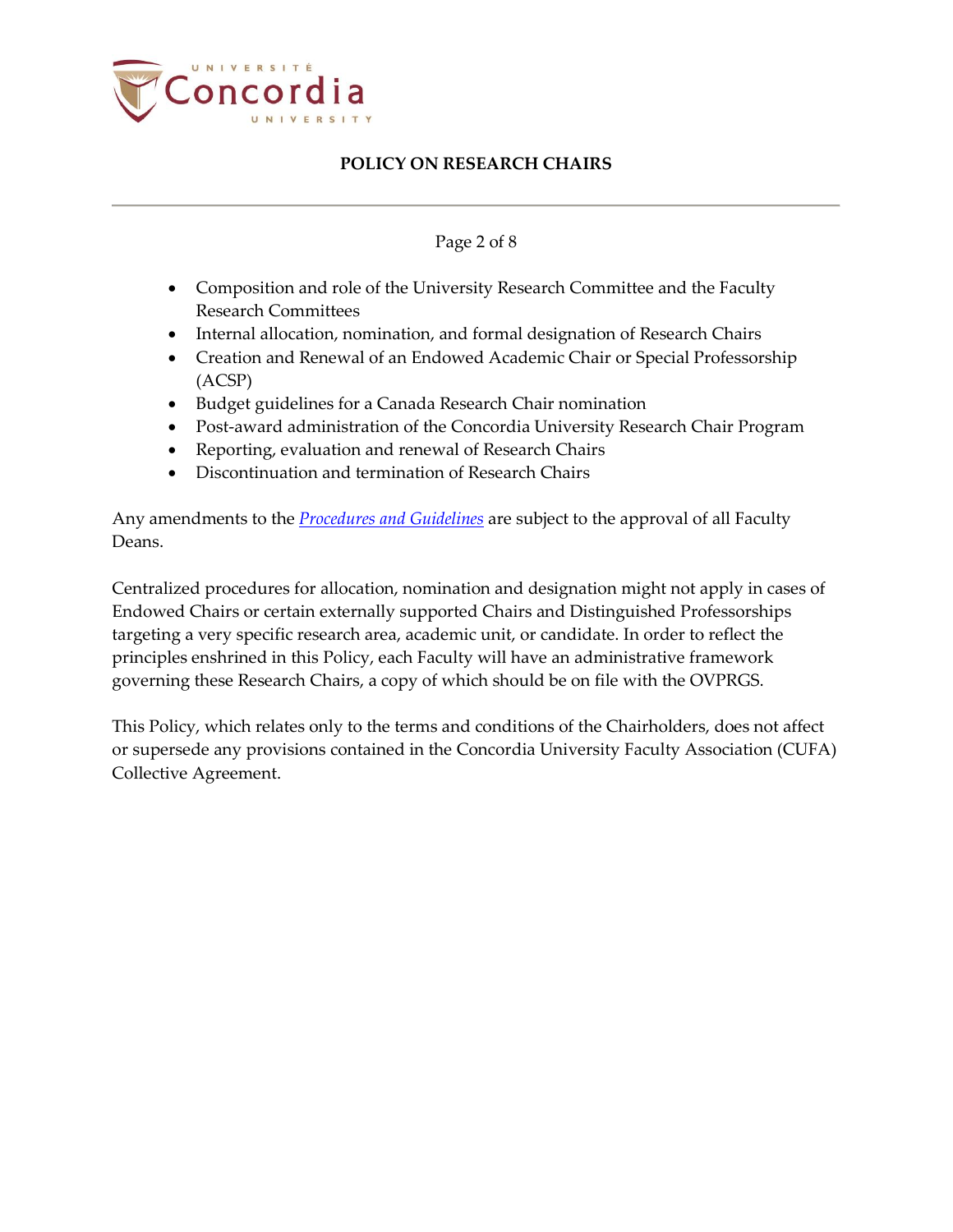- Composition and role of the University Research Committee and the Faculty Research Committees
- Internal allocation, nomination, and formal designation of Research Chairs
- Creation and Renewal of an Endowed Academic Chair or Special Professorship (ACSP)
- Budget guidelines for a Canada Research Chair nomination
- Post-award administration of the Concordia University Research Chair Program
- Reporting, evaluation and renewal of Research Chairs
- Discontinuation and termination of Research Chairs

Any amendments to the *Procedures and Guidelines* are subject to the approval of all Faculty Deans.

Centralized procedures for allocation, nomination and designation might not apply in cases of Endowed Chairs or certain externally supported Chairs and Distinguished Professorships targeting a very specific research area, academic unit, or candidate. In order to reflect the principles enshrined in this Policy, each Faculty will have an administrative framework governing these Research Chairs, a copy of which should be on file with the OVPRGS.

This Policy, which relates only to the terms and conditions of the Chairholders, does not affect or supersede any provisions contained in the Concordia University Faculty Association (CUFA) Collective Agreement.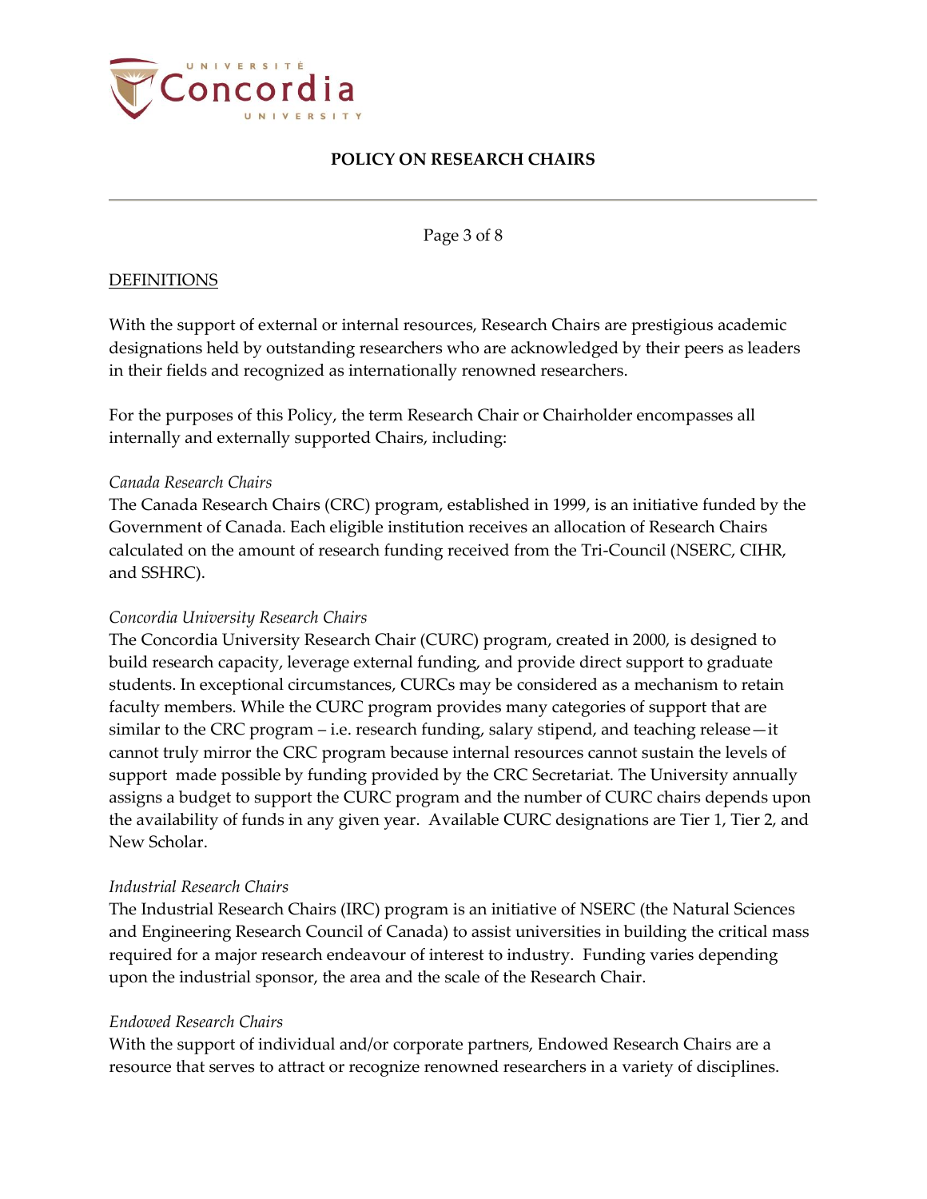## DEFINITIONS

With the support of external or internal resources, Research Chairs are prestigious academic designations held by outstanding researchers who are acknowledged by their peers as leaders in their fields and recognized as internationally renowned researchers.

For the purposes of this Policy, the term Research Chair or Chairholder encompasses all internally and externally supported Chairs, including:

*Canada Research Chairs*
The Canada Research Chairs (CRC) program, established in 1999, is an initiative funded by the Government of Canada. Each eligible institution receives an allocation of Research Chairs calculated on the amount of research funding received from the Tri-Council (NSERC, CIHR, and SSHRC).

*Concordia University Research Chairs*
The Concordia University Research Chair (CURC) program, created in 2000, is designed to build research capacity, leverage external funding, and provide direct support to graduate students. In exceptional circumstances, CURCs may be considered as a mechanism to retain faculty members. While the CURC program provides many categories of support that are similar to the CRC program – i.e. research funding, salary stipend, and teaching release—it cannot truly mirror the CRC program because internal resources cannot sustain the levels of support made possible by funding provided by the CRC Secretariat. The University annually assigns a budget to support the CURC program and the number of CURC chairs depends upon the availability of funds in any given year. Available CURC designations are Tier 1, Tier 2, and New Scholar.

*Industrial Research Chairs*
The Industrial Research Chairs (IRC) program is an initiative of NSERC (the Natural Sciences and Engineering Research Council of Canada) to assist universities in building the critical mass required for a major research endeavour of interest to industry. Funding varies depending upon the industrial sponsor, the area and the scale of the Research Chair.

*Endowed Research Chairs*
With the support of individual and/or corporate partners, Endowed Research Chairs are a resource that serves to attract or recognize renowned researchers in a variety of disciplines.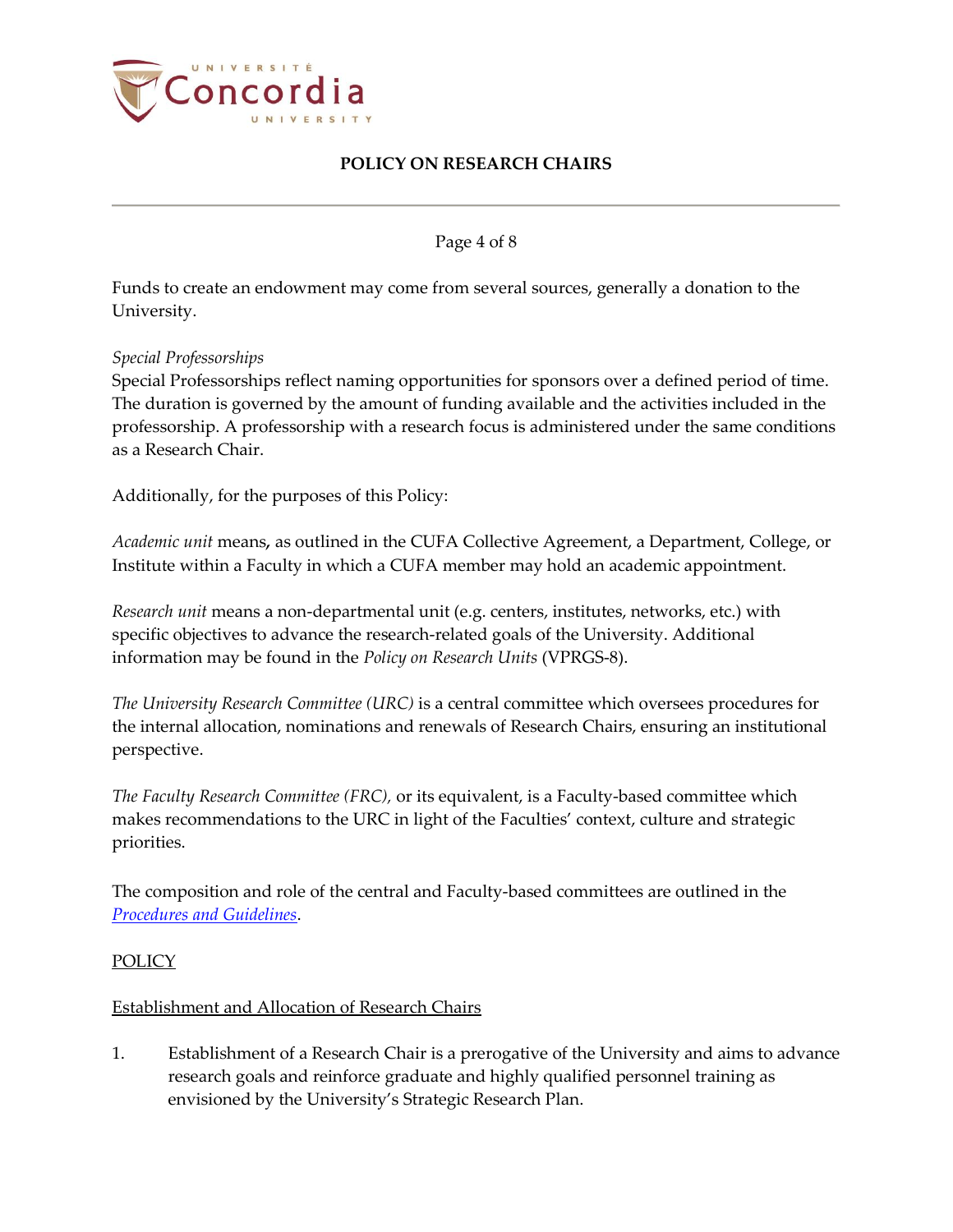Funds to create an endowment may come from several sources, generally a donation to the University.

*Special Professorships*
Special Professorships reflect naming opportunities for sponsors over a defined period of time. The duration is governed by the amount of funding available and the activities included in the professorship. A professorship with a research focus is administered under the same conditions as a Research Chair.

Additionally, for the purposes of this Policy:

*Academic unit* means**,** as outlined in the CUFA Collective Agreement, a Department, College, or Institute within a Faculty in which a CUFA member may hold an academic appointment.

*Research unit* means a non-departmental unit (e.g. centers, institutes, networks, etc.) with specific objectives to advance the research-related goals of the University. Additional information may be found in the *Policy on Research Units* (VPRGS-8).

*The University Research Committee (URC)* is a central committee which oversees procedures for the internal allocation, nominations and renewals of Research Chairs, ensuring an institutional perspective.

*The Faculty Research Committee (FRC),* or its equivalent, is a Faculty-based committee which makes recommendations to the URC in light of the Faculties' context, culture and strategic priorities.

The composition and role of the central and Faculty-based committees are outlined in the *Procedures and Guidelines*.

POLICY

Establishment and Allocation of Research Chairs

1. Establishment of a Research Chair is a prerogative of the University and aims to advance research goals and reinforce graduate and highly qualified personnel training as envisioned by the University's Strategic Research Plan.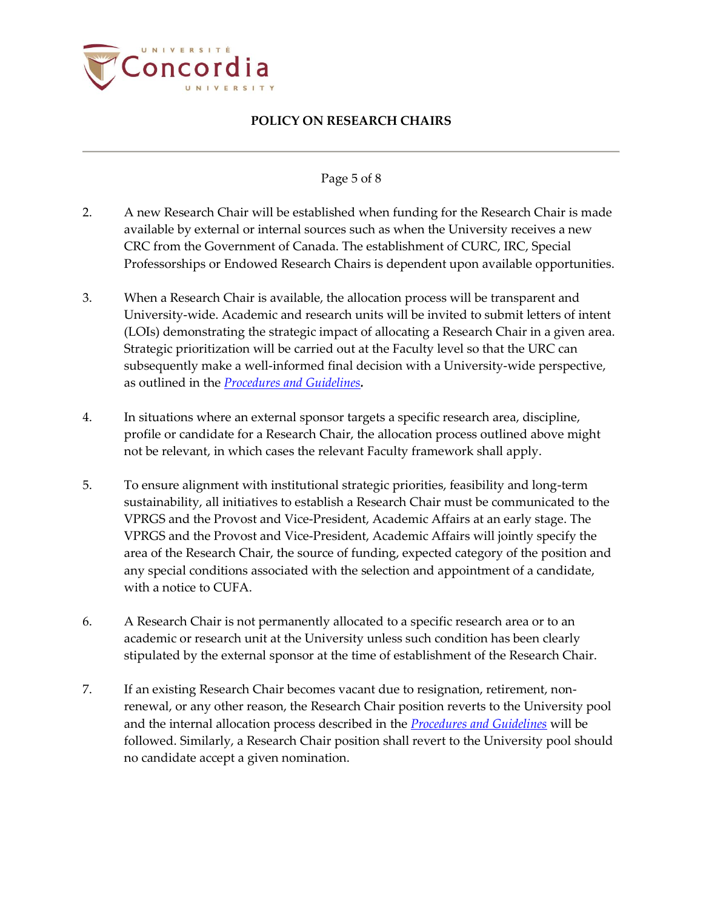2. A new Research Chair will be established when funding for the Research Chair is made available by external or internal sources such as when the University receives a new CRC from the Government of Canada. The establishment of CURC, IRC, Special Professorships or Endowed Research Chairs is dependent upon available opportunities.

3. When a Research Chair is available, the allocation process will be transparent and University-wide. Academic and research units will be invited to submit letters of intent (LOIs) demonstrating the strategic impact of allocating a Research Chair in a given area. Strategic prioritization will be carried out at the Faculty level so that the URC can subsequently make a well-informed final decision with a University-wide perspective, as outlined in the *Procedures and Guidelines***.**

4. In situations where an external sponsor targets a specific research area, discipline, profile or candidate for a Research Chair, the allocation process outlined above might not be relevant, in which cases the relevant Faculty framework shall apply.

5. To ensure alignment with institutional strategic priorities, feasibility and long-term sustainability, all initiatives to establish a Research Chair must be communicated to the VPRGS and the Provost and Vice-President, Academic Affairs at an early stage. The VPRGS and the Provost and Vice-President, Academic Affairs will jointly specify the area of the Research Chair, the source of funding, expected category of the position and any special conditions associated with the selection and appointment of a candidate, with a notice to CUFA.

6. A Research Chair is not permanently allocated to a specific research area or to an academic or research unit at the University unless such condition has been clearly stipulated by the external sponsor at the time of establishment of the Research Chair.

7. If an existing Research Chair becomes vacant due to resignation, retirement, non-renewal, or any other reason, the Research Chair position reverts to the University pool and the internal allocation process described in the *Procedures and Guidelines* will be followed. Similarly, a Research Chair position shall revert to the University pool should no candidate accept a given nomination.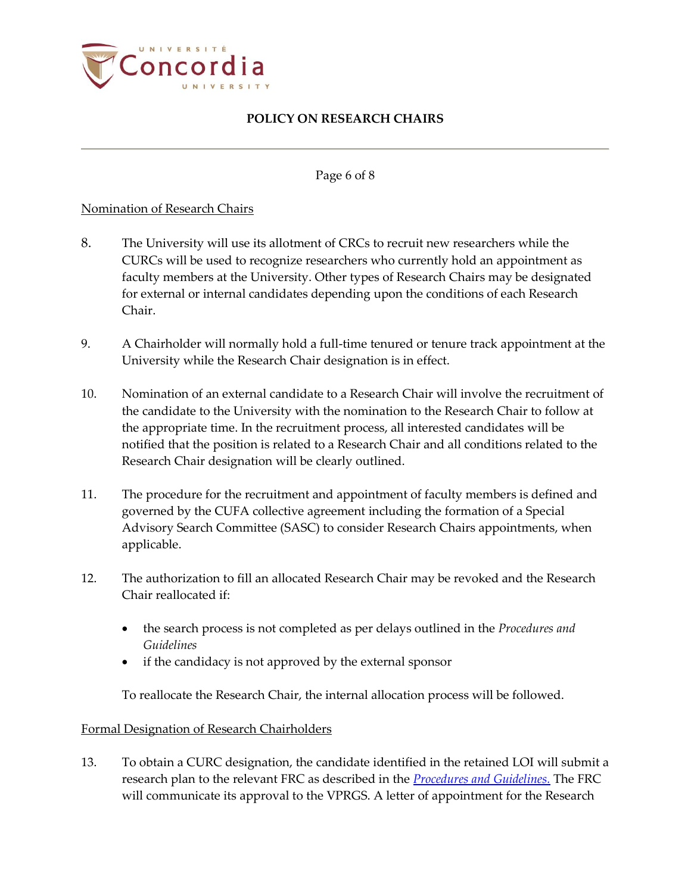Nomination of Research Chairs

8. The University will use its allotment of CRCs to recruit new researchers while the CURCs will be used to recognize researchers who currently hold an appointment as faculty members at the University. Other types of Research Chairs may be designated for external or internal candidates depending upon the conditions of each Research Chair.

9. A Chairholder will normally hold a full-time tenured or tenure track appointment at the University while the Research Chair designation is in effect.

10. Nomination of an external candidate to a Research Chair will involve the recruitment of the candidate to the University with the nomination to the Research Chair to follow at the appropriate time. In the recruitment process, all interested candidates will be notified that the position is related to a Research Chair and all conditions related to the Research Chair designation will be clearly outlined.

11. The procedure for the recruitment and appointment of faculty members is defined and governed by the CUFA collective agreement including the formation of a Special Advisory Search Committee (SASC) to consider Research Chairs appointments, when applicable.

12. The authorization to fill an allocated Research Chair may be revoked and the Research Chair reallocated if:

   - the search process is not completed as per delays outlined in the *Procedures and Guidelines*
   - if the candidacy is not approved by the external sponsor

   To reallocate the Research Chair, the internal allocation process will be followed.

Formal Designation of Research Chairholders

13. To obtain a CURC designation, the candidate identified in the retained LOI will submit a research plan to the relevant FRC as described in the *Procedures and Guidelines.* The FRC will communicate its approval to the VPRGS. A letter of appointment for the Research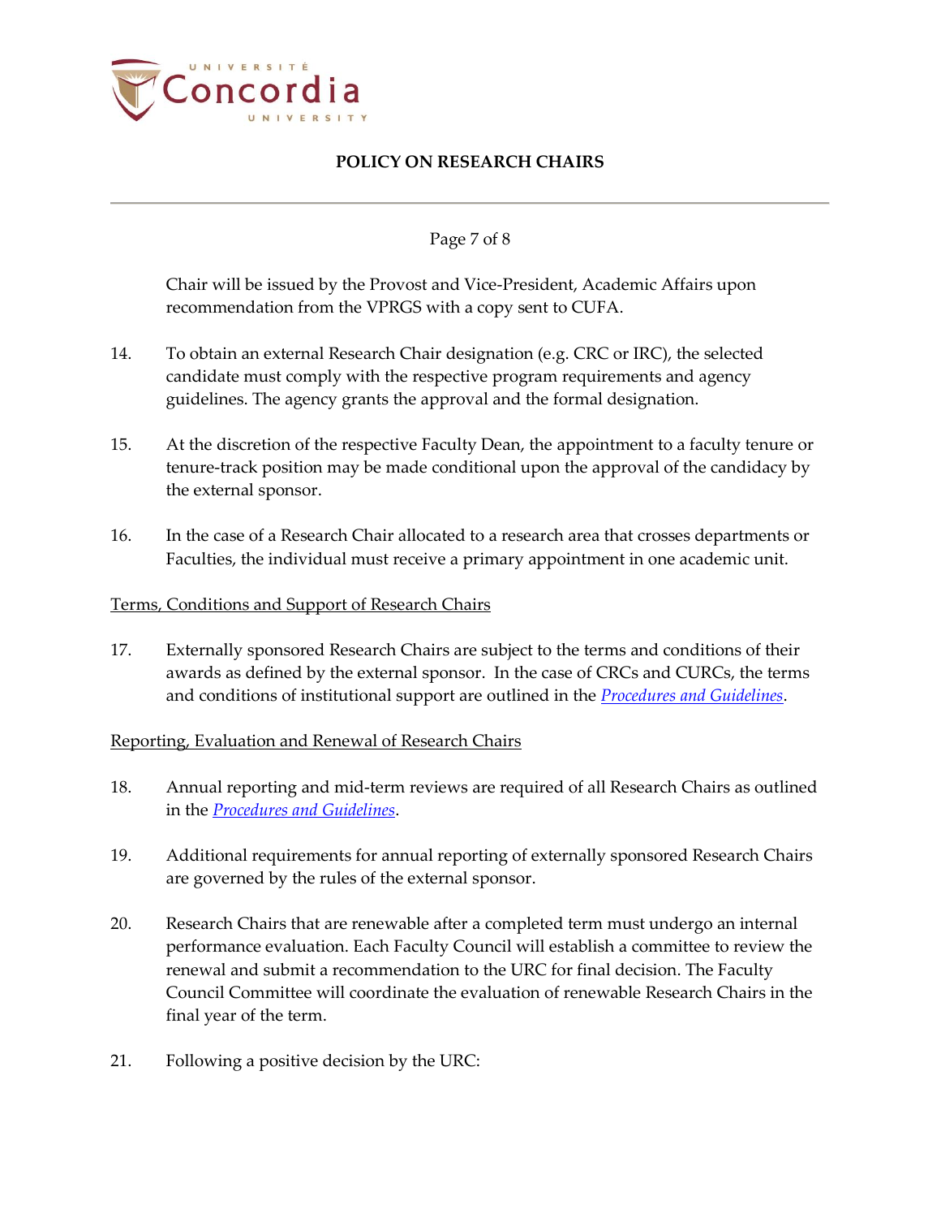Chair will be issued by the Provost and Vice-President, Academic Affairs upon recommendation from the VPRGS with a copy sent to CUFA.

14. To obtain an external Research Chair designation (e.g. CRC or IRC), the selected candidate must comply with the respective program requirements and agency guidelines. The agency grants the approval and the formal designation.

15. At the discretion of the respective Faculty Dean, the appointment to a faculty tenure or tenure-track position may be made conditional upon the approval of the candidacy by the external sponsor.

16. In the case of a Research Chair allocated to a research area that crosses departments or Faculties, the individual must receive a primary appointment in one academic unit.

<u>Terms, Conditions and Support of Research Chairs</u>

17. Externally sponsored Research Chairs are subject to the terms and conditions of their awards as defined by the external sponsor. In the case of CRCs and CURCs, the terms and conditions of institutional support are outlined in the *Procedures and Guidelines*.

<u>Reporting, Evaluation and Renewal of Research Chairs</u>

18. Annual reporting and mid-term reviews are required of all Research Chairs as outlined in the *Procedures and Guidelines*.

19. Additional requirements for annual reporting of externally sponsored Research Chairs are governed by the rules of the external sponsor.

20. Research Chairs that are renewable after a completed term must undergo an internal performance evaluation. Each Faculty Council will establish a committee to review the renewal and submit a recommendation to the URC for final decision. The Faculty Council Committee will coordinate the evaluation of renewable Research Chairs in the final year of the term.

21. Following a positive decision by the URC: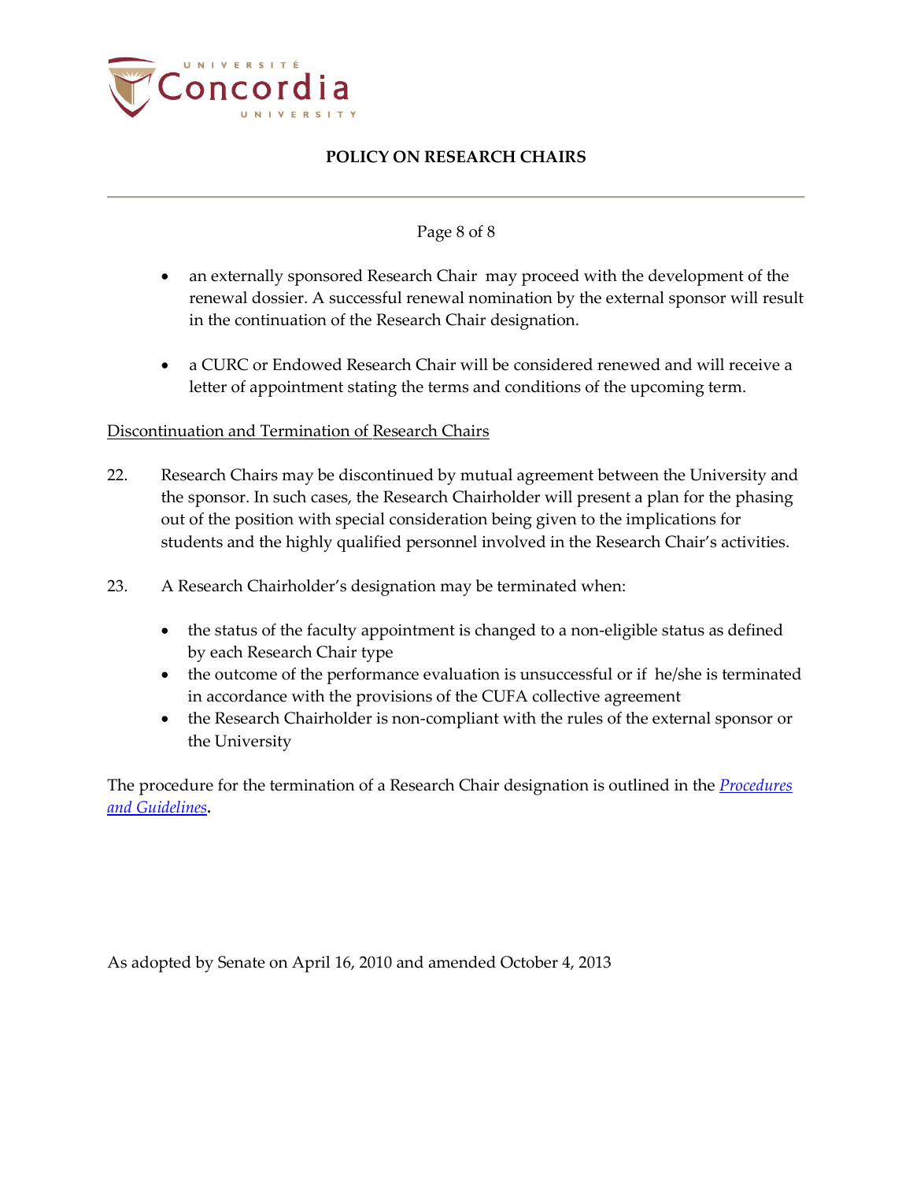- an externally sponsored Research Chair may proceed with the development of the renewal dossier. A successful renewal nomination by the external sponsor will result in the continuation of the Research Chair designation.

- a CURC or Endowed Research Chair will be considered renewed and will receive a letter of appointment stating the terms and conditions of the upcoming term.

Discontinuation and Termination of Research Chairs

22. Research Chairs may be discontinued by mutual agreement between the University and the sponsor. In such cases, the Research Chairholder will present a plan for the phasing out of the position with special consideration being given to the implications for students and the highly qualified personnel involved in the Research Chair's activities.

23. A Research Chairholder's designation may be terminated when:

    - the status of the faculty appointment is changed to a non-eligible status as defined by each Research Chair type
    - the outcome of the performance evaluation is unsuccessful or if he/she is terminated in accordance with the provisions of the CUFA collective agreement
    - the Research Chairholder is non-compliant with the rules of the external sponsor or the University

The procedure for the termination of a Research Chair designation is outlined in the *Procedures and Guidelines*.

As adopted by Senate on April 16, 2010 and amended October 4, 2013